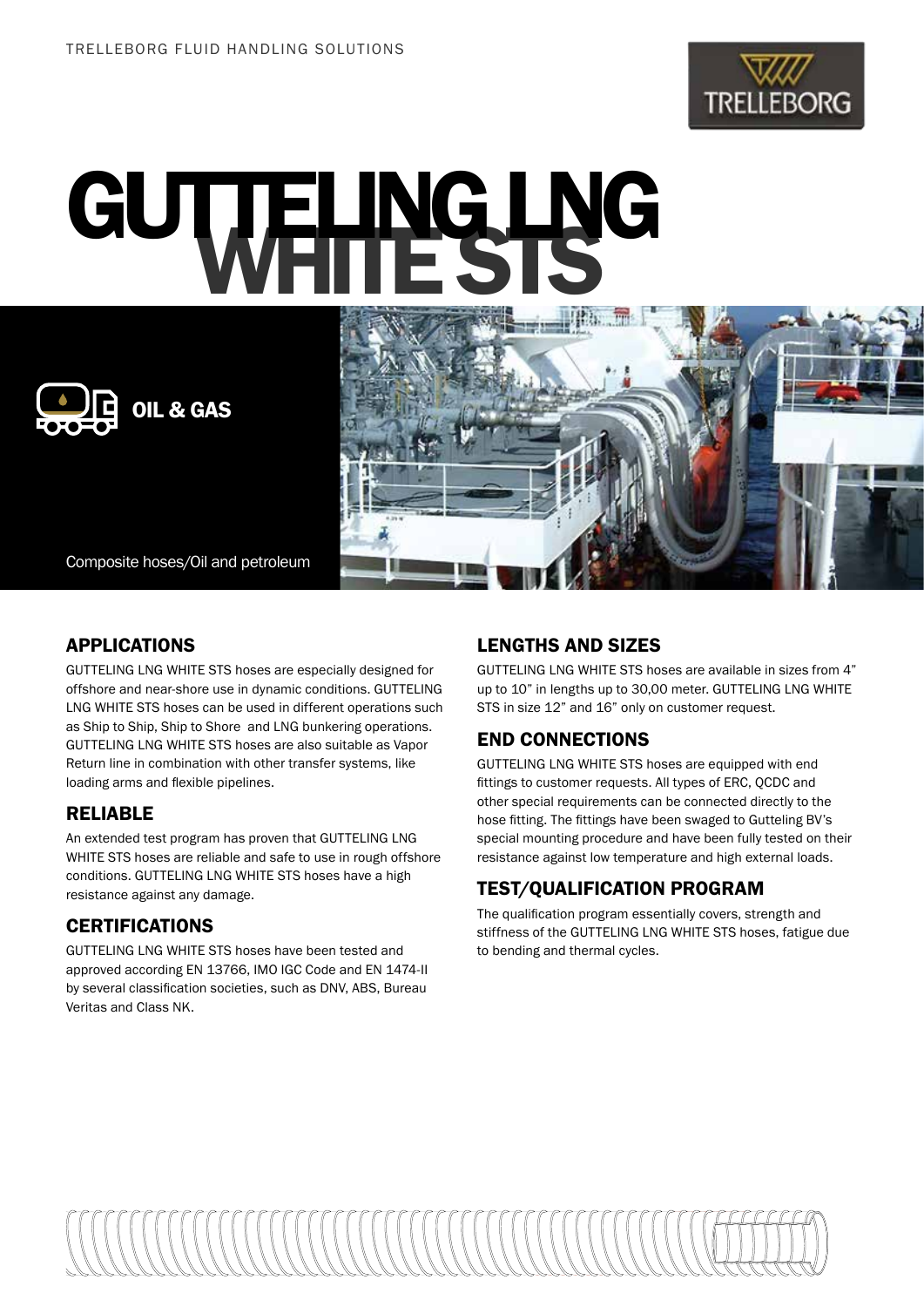TRELLEBORG FLUID HANDLING SOLUTIONS

# GUTTELING LNG WHITE STS

OIL & GAS

Composite hoses/Oil and petroleum

## APPLICATIONS

GUTTELING LNG WHITE STS hoses are especially designed for offshore and near-shore use in dynamic conditions. GUTTELING LNG WHITE STS hoses can be used in different operations such as Ship to Ship, Ship to Shore and LNG bunkering operations. GUTTELING LNG WHITE STS hoses are also suitable as Vapor Return line in combination with other transfer systems, like loading arms and flexible pipelines.

## RELIABLE

An extended test program has proven that GUTTELING LNG WHITE STS hoses are reliable and safe to use in rough offshore conditions. GUTTELING LNG WHITE STS hoses have a high resistance against any damage.

## CERTIFICATIONS

GUTTELING LNG WHITE STS hoses have been tested and approved according EN 13766, IMO IGC Code and EN 1474-II by several classification societies, such as DNV, ABS, Bureau Veritas and Class NK.

## LENGTHS AND SIZES

GUTTELING LNG WHITE STS hoses are available in sizes from 4" up to 10" in lengths up to 30,00 meter. GUTTELING LNG WHITE STS in size 12" and 16" only on customer request.

## END CONNECTIONS

GUTTELING LNG WHITE STS hoses are equipped with end fittings to customer requests. All types of ERC, QCDC and other special requirements can be connected directly to the hose fitting. The fittings have been swaged to Gutteling BV's special mounting procedure and have been fully tested on their resistance against low temperature and high external loads.

## TEST/QUALIFICATION PROGRAM

The qualification program essentially covers, strength and stiffness of the GUTTELING LNG WHITE STS hoses, fatigue due to bending and thermal cycles.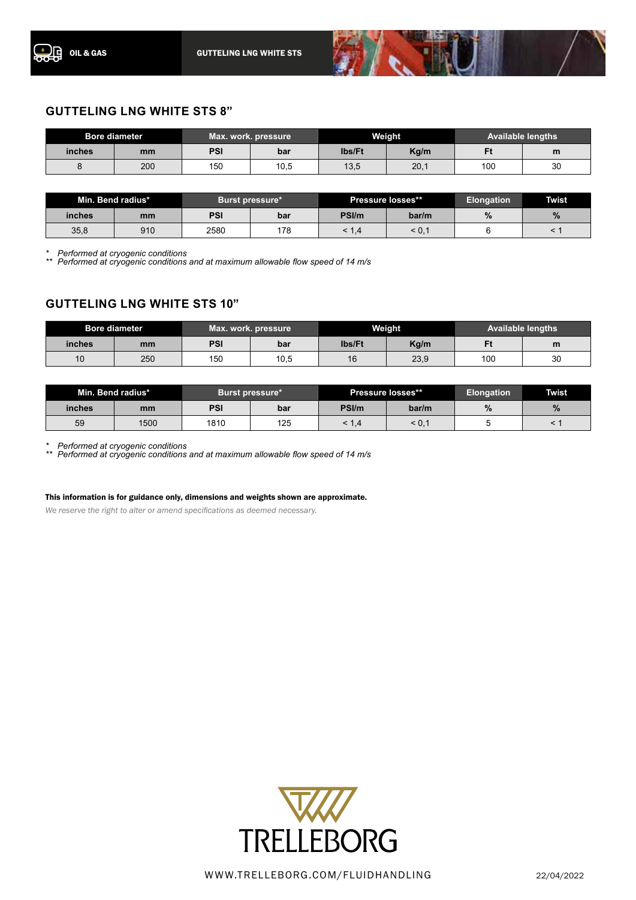## GUTTELING LNG WHITE STS 8"

| Bore diameter | | Max. work. pressure | | Weight | | Available lengths | |
|---|---|---|---|---|---|---|---|
| inches | mm | PSI | bar | lbs/Ft | Kg/m | Ft | m |
| 8 | 200 | 150 | 10,5 | 13,5 | 20,1 | 100 | 30 |

| Min. Bend radius* | | Burst pressure* | | Pressure losses** | | Elongation | Twist |
|---|---|---|---|---|---|---|---|
| inches | mm | PSI | bar | PSI/m | bar/m | % | % |
| 35,8 | 910 | 2580 | 178 | < 1,4 | < 0,1 | 6 | < 1 |

*  *Performed at cryogenic conditions*
** *Performed at cryogenic conditions and at maximum allowable flow speed of 14 m/s*

## GUTTELING LNG WHITE STS 10"

| Bore diameter | | Max. work. pressure | | Weight | | Available lengths | |
|---|---|---|---|---|---|---|---|
| inches | mm | PSI | bar | lbs/Ft | Kg/m | Ft | m |
| 10 | 250 | 150 | 10,5 | 16 | 23,9 | 100 | 30 |

| Min. Bend radius* | | Burst pressure* | | Pressure losses** | | Elongation | Twist |
|---|---|---|---|---|---|---|---|
| inches | mm | PSI | bar | PSI/m | bar/m | % | % |
| 59 | 1500 | 1810 | 125 | < 1,4 | < 0,1 | 5 | < 1 |

*  *Performed at cryogenic conditions*
** *Performed at cryogenic conditions and at maximum allowable flow speed of 14 m/s*

**This information is for guidance only, dimensions and weights shown are approximate.**

*We reserve the right to alter or amend specifications as deemed necessary.*

TRELLEBORG

WWW.TRELLEBORG.COM/FLUIDHANDLING

22/04/2022